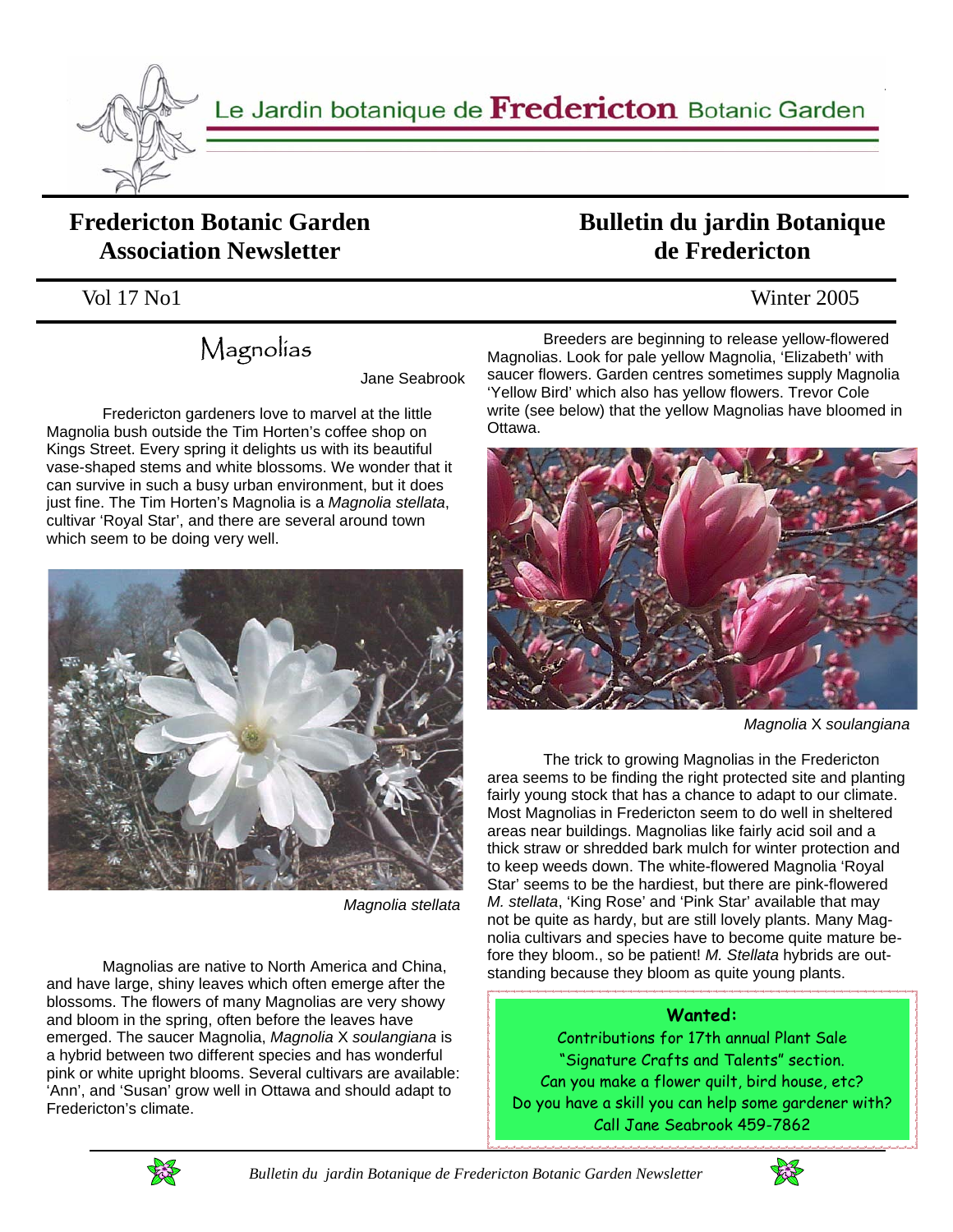# Le Jardin botanique de Fredericton Botanic Garden

## Fredericton Botanic Garden Association Newsletter

## Bulletin du jardin Botanique de Fredericton

Vol 17 No1 Winter 2005

## Magnolias

Jane Seabrook

Fredericton gardeners love to marvel at the little Magnolia bush outside the Tim Horten's coffee shop on Kings Street. Every spring it delights us with its beautiful vase-shaped stems and white blossoms. We wonder that it can survive in such a busy urban environment, but it does just fine. The Tim Horten's Magnolia is a *Magnolia stellata*, cultivar 'Royal Star', and there are several around town which seem to be doing very well.

*Magnolia stellata*

Magnolias are native to North America and China, and have large, shiny leaves which often emerge after the blossoms. The flowers of many Magnolias are very showy and bloom in the spring, often before the leaves have emerged. The saucer Magnolia, *Magnolia* X *soulangiana* is a hybrid between two different species and has wonderful pink or white upright blooms. Several cultivars are available: 'Ann', and 'Susan' grow well in Ottawa and should adapt to Fredericton's climate.

Breeders are beginning to release yellow-flowered Magnolias. Look for pale yellow Magnolia, 'Elizabeth' with saucer flowers. Garden centres sometimes supply Magnolia 'Yellow Bird' which also has yellow flowers. Trevor Cole write (see below) that the yellow Magnolias have bloomed in Ottawa.

*Magnolia* X *soulangiana*

The trick to growing Magnolias in the Fredericton area seems to be finding the right protected site and planting fairly young stock that has a chance to adapt to our climate. Most Magnolias in Fredericton seem to do well in sheltered areas near buildings. Magnolias like fairly acid soil and a thick straw or shredded bark mulch for winter protection and to keep weeds down. The white-flowered Magnolia 'Royal Star' seems to be the hardiest, but there are pink-flowered *M. stellata*, 'King Rose' and 'Pink Star' available that may not be quite as hardy, but are still lovely plants. Many Magnolia cultivars and species have to become quite mature before they bloom., so be patient! *M. Stellata* hybrids are outstanding because they bloom as quite young plants.

**Wanted:**

Contributions for 17th annual Plant Sale "Signature Crafts and Talents" section.
Can you make a flower quilt, bird house, etc?
Do you have a skill you can help some gardener with?
Call Jane Seabrook 459-7862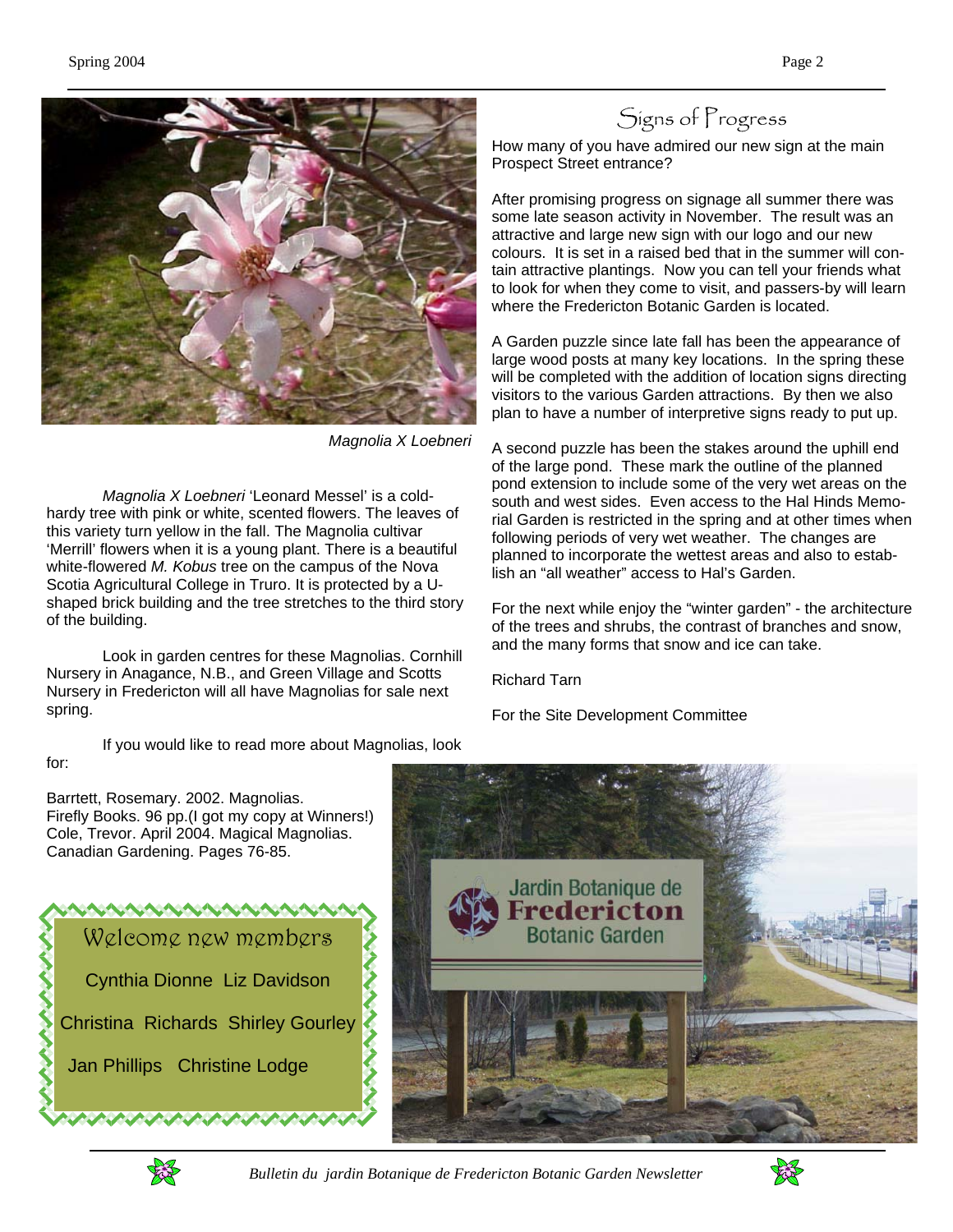*Magnolia X Loebneri*

*Magnolia X Loebneri* 'Leonard Messel' is a cold-hardy tree with pink or white, scented flowers. The leaves of this variety turn yellow in the fall. The Magnolia cultivar 'Merrill' flowers when it is a young plant. There is a beautiful white-flowered *M. Kobus* tree on the campus of the Nova Scotia Agricultural College in Truro. It is protected by a U-shaped brick building and the tree stretches to the third story of the building.

Look in garden centres for these Magnolias. Cornhill Nursery in Anagance, N.B., and Green Village and Scotts Nursery in Fredericton will all have Magnolias for sale next spring.

If you would like to read more about Magnolias, look for:

Barrtett, Rosemary. 2002. Magnolias. Firefly Books. 96 pp.(I got my copy at Winners!)
Cole, Trevor. April 2004. Magical Magnolias. Canadian Gardening. Pages 76-85.

## Welcome new members

Cynthia Dionne  Liz Davidson

Christina Richards  Shirley Gourley

Jan Phillips  Christine Lodge

## Signs of Progress

How many of you have admired our new sign at the main Prospect Street entrance?

After promising progress on signage all summer there was some late season activity in November. The result was an attractive and large new sign with our logo and our new colours. It is set in a raised bed that in the summer will contain attractive plantings. Now you can tell your friends what to look for when they come to visit, and passers-by will learn where the Fredericton Botanic Garden is located.

A Garden puzzle since late fall has been the appearance of large wood posts at many key locations. In the spring these will be completed with the addition of location signs directing visitors to the various Garden attractions. By then we also plan to have a number of interpretive signs ready to put up.

A second puzzle has been the stakes around the uphill end of the large pond. These mark the outline of the planned pond extension to include some of the very wet areas on the south and west sides. Even access to the Hal Hinds Memorial Garden is restricted in the spring and at other times when following periods of very wet weather. The changes are planned to incorporate the wettest areas and also to establish an "all weather" access to Hal's Garden.

For the next while enjoy the "winter garden" - the architecture of the trees and shrubs, the contrast of branches and snow, and the many forms that snow and ice can take.

Richard Tarn

For the Site Development Committee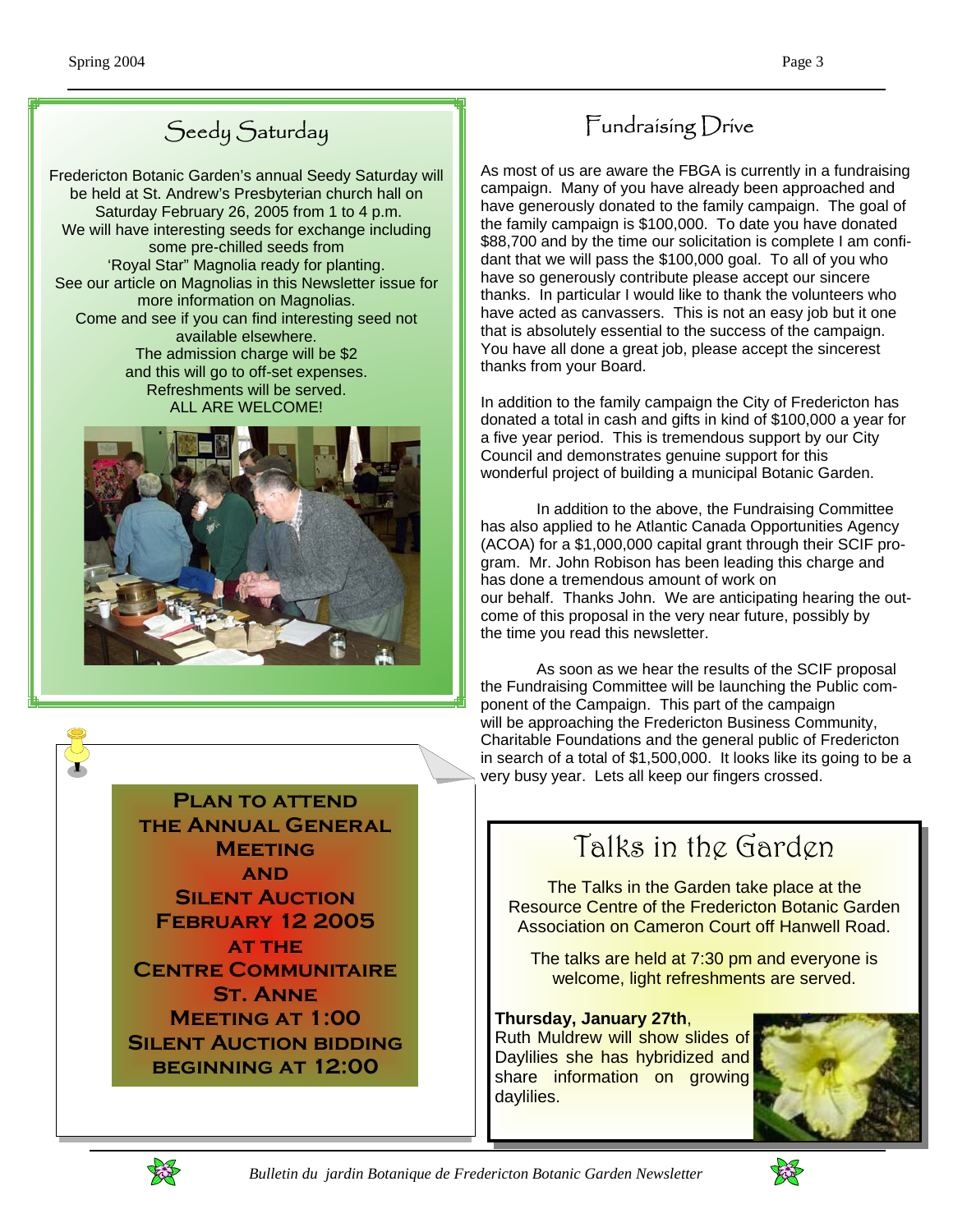## Seedy Saturday

Fredericton Botanic Garden's annual Seedy Saturday will be held at St. Andrew's Presbyterian church hall on Saturday February 26, 2005 from 1 to 4 p.m.
We will have interesting seeds for exchange including some pre-chilled seeds from 'Royal Star" Magnolia ready for planting.
See our article on Magnolias in this Newsletter issue for more information on Magnolias.
Come and see if you can find interesting seed not available elsewhere.
The admission charge will be $2 and this will go to off-set expenses.
Refreshments will be served.
ALL ARE WELCOME!

**PLAN TO ATTEND THE ANNUAL GENERAL MEETING AND SILENT AUCTION FEBRUARY 12 2005 AT THE CENTRE COMMUNITAIRE ST. ANNE MEETING AT 1:00 SILENT AUCTION BIDDING BEGINNING AT 12:00**

## Fundraising Drive

As most of us are aware the FBGA is currently in a fundraising campaign. Many of you have already been approached and have generously donated to the family campaign. The goal of the family campaign is $100,000. To date you have donated $88,700 and by the time our solicitation is complete I am confident that we will pass the $100,000 goal. To all of you who have so generously contribute please accept our sincere thanks. In particular I would like to thank the volunteers who have acted as canvassers. This is not an easy job but it one that is absolutely essential to the success of the campaign. You have all done a great job, please accept the sincerest thanks from your Board.

In addition to the family campaign the City of Fredericton has donated a total in cash and gifts in kind of $100,000 a year for a five year period. This is tremendous support by our City Council and demonstrates genuine support for this wonderful project of building a municipal Botanic Garden.

In addition to the above, the Fundraising Committee has also applied to he Atlantic Canada Opportunities Agency (ACOA) for a $1,000,000 capital grant through their SCIF program. Mr. John Robison has been leading this charge and has done a tremendous amount of work on our behalf. Thanks John. We are anticipating hearing the outcome of this proposal in the very near future, possibly by the time you read this newsletter.

As soon as we hear the results of the SCIF proposal the Fundraising Committee will be launching the Public component of the Campaign. This part of the campaign will be approaching the Fredericton Business Community, Charitable Foundations and the general public of Fredericton in search of a total of $1,500,000. It looks like its going to be a very busy year. Lets all keep our fingers crossed.

## Talks in the Garden

The Talks in the Garden take place at the Resource Centre of the Fredericton Botanic Garden Association on Cameron Court off Hanwell Road.

The talks are held at 7:30 pm and everyone is welcome, light refreshments are served.

**Thursday, January 27th**,
Ruth Muldrew will show slides of Daylilies she has hybridized and share information on growing daylilies.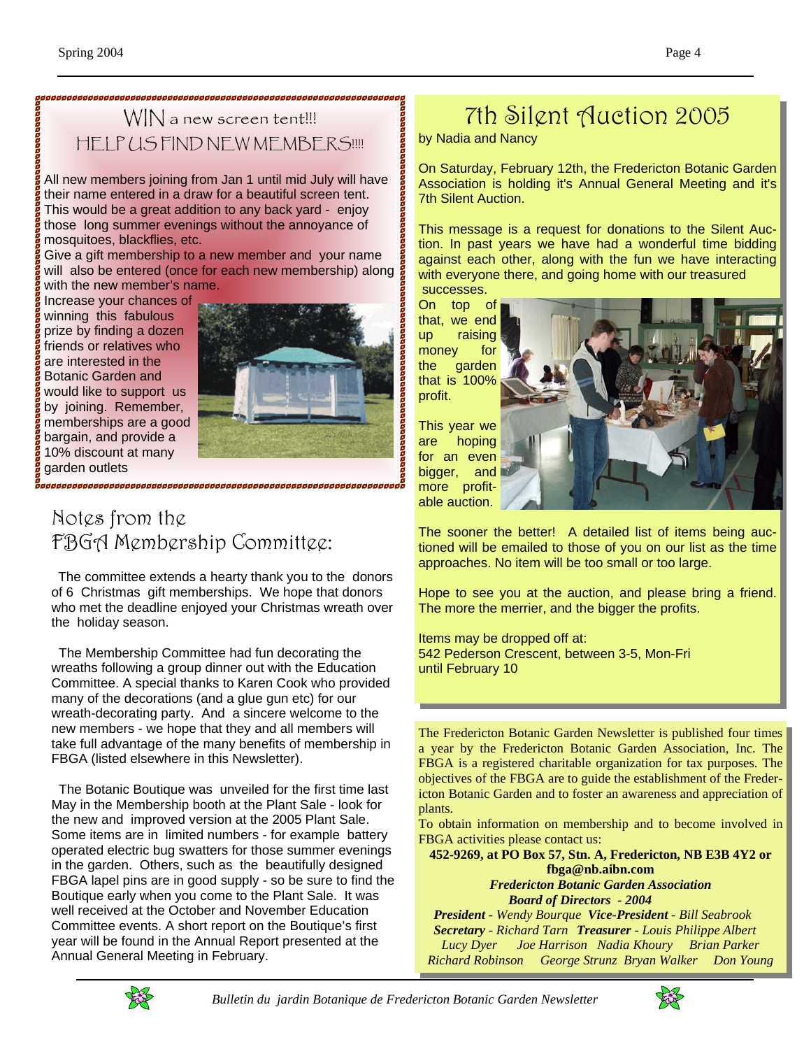## WIN a new screen tent!!!
## HELP US FIND NEW MEMBERS!!!!

All new members joining from Jan 1 until mid July will have their name entered in a draw for a beautiful screen tent. This would be a great addition to any back yard - enjoy those long summer evenings without the annoyance of mosquitoes, blackflies, etc.

Give a gift membership to a new member and your name will also be entered (once for each new membership) along with the new member's name.

Increase your chances of winning this fabulous prize by finding a dozen friends or relatives who are interested in the Botanic Garden and would like to support us by joining. Remember, memberships are a good bargain, and provide a 10% discount at many garden outlets

## Notes from the FBGA Membership Committee:

The committee extends a hearty thank you to the donors of 6 Christmas gift memberships. We hope that donors who met the deadline enjoyed your Christmas wreath over the holiday season.

The Membership Committee had fun decorating the wreaths following a group dinner out with the Education Committee. A special thanks to Karen Cook who provided many of the decorations (and a glue gun etc) for our wreath-decorating party. And a sincere welcome to the new members - we hope that they and all members will take full advantage of the many benefits of membership in FBGA (listed elsewhere in this Newsletter).

The Botanic Boutique was unveiled for the first time last May in the Membership booth at the Plant Sale - look for the new and improved version at the 2005 Plant Sale. Some items are in limited numbers - for example battery operated electric bug swatters for those summer evenings in the garden. Others, such as the beautifully designed FBGA lapel pins are in good supply - so be sure to find the Boutique early when you come to the Plant Sale. It was well received at the October and November Education Committee events. A short report on the Boutique's first year will be found in the Annual Report presented at the Annual General Meeting in February.

## 7th Silent Auction 2005

by Nadia and Nancy

On Saturday, February 12th, the Fredericton Botanic Garden Association is holding it's Annual General Meeting and it's 7th Silent Auction.

This message is a request for donations to the Silent Auction. In past years we have had a wonderful time bidding against each other, along with the fun we have interacting with everyone there, and going home with our treasured successes.

On top of that, we end up raising money for the garden that is 100% profit.

This year we are hoping for an even bigger, and more profitable auction.

The sooner the better! A detailed list of items being auctioned will be emailed to those of you on our list as the time approaches. No item will be too small or too large.

Hope to see you at the auction, and please bring a friend. The more the merrier, and the bigger the profits.

Items may be dropped off at:
542 Pederson Crescent, between 3-5, Mon-Fri
until February 10

The Fredericton Botanic Garden Newsletter is published four times a year by the Fredericton Botanic Garden Association, Inc. The FBGA is a registered charitable organization for tax purposes. The objectives of the FBGA are to guide the establishment of the Fredericton Botanic Garden and to foster an awareness and appreciation of plants.

To obtain information on membership and to become involved in FBGA activities please contact us:

**452-9269, at PO Box 57, Stn. A, Fredericton, NB E3B 4Y2 or fbga@nb.aibn.com**

***Fredericton Botanic Garden Association***
***Board of Directors - 2004***

***President*** *- Wendy Bourque* ***Vice-President*** *- Bill Seabrook*
***Secretary*** *- Richard Tarn* ***Treasurer*** *- Louis Philippe Albert*
*Lucy Dyer Joe Harrison Nadia Khoury Brian Parker*
*Richard Robinson George Strunz Bryan Walker Don Young*